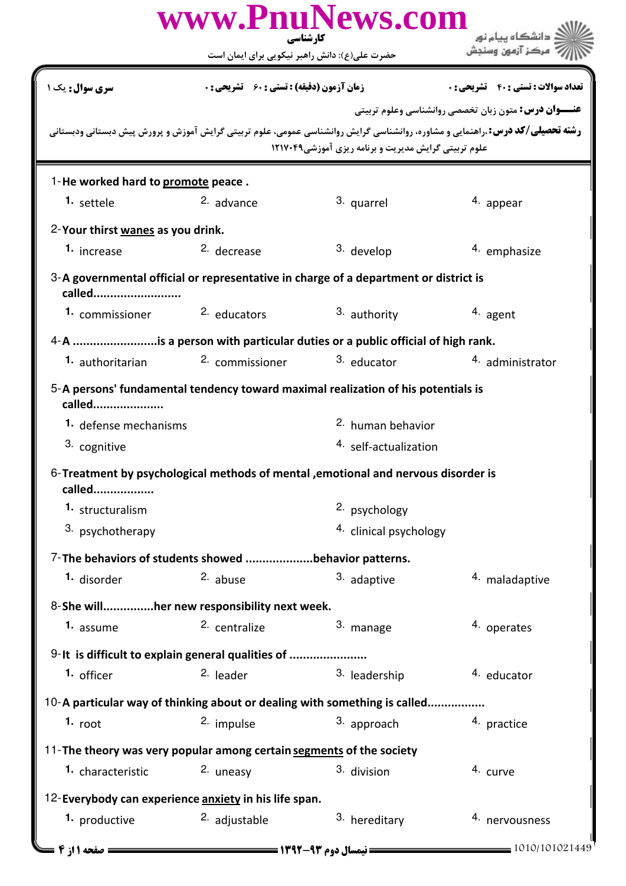www.PnuNews.com

کارشناسی

حضرت علی(ع): دانش راهبر نیکویی برای ایمان است

دانشگاه پیام نور
مرکز آزمون وسنجش

| سری سوال: یک ۱ | زمان آزمون (دقیقه) : تستی : ۶۰ تشریحی : ۰ | تعداد سوالات : تستی : ۴۰ تشریحی : ۰ |
|---|---|---|

**عنـــوان درس:** متون زبان تخصصی روانشناسی وعلوم تربیتی

**رشته تحصیلی/کد درس:** .راهنمایی و مشاوره، روانشناسی گرایش روانشناسی عمومی، علوم تربیتی گرایش آموزش و پرورش پیش دبستانی ودبستانی علوم تربیتی گرایش مدیریت و برنامه ریزی آموزشی۱۲۱۷۰۴۹

1-He worked hard to promote peace .

1. settele
2. advance
3. quarrel
4. appear

2-Your thirst wanes as you drink.

1. increase
2. decrease
3. develop
4. emphasize

3-A governmental official or representative in charge of a department or district is called.........................

1. commissioner
2. educators
3. authority
4. agent

4-A .........................is a person with particular duties or a public official of high rank.

1. authoritarian
2. commissioner
3. educator
4. administrator

5-A persons' fundamental tendency toward maximal realization of his potentials is called....................

1. defense mechanisms
2. human behavior
3. cognitive
4. self-actualization

6-Treatment by psychological methods of mental ,emotional and nervous disorder is called.................

1. structuralism
2. psychology
3. psychotherapy
4. clinical psychology

7-The behaviors of students showed ...................behavior patterns.

1. disorder
2. abuse
3. adaptive
4. maladaptive

8-She will...............her new responsibility next week.

1. assume
2. centralize
3. manage
4. operates

9-It is difficult to explain general qualities of ......................

1. officer
2. leader
3. leadership
4. educator

10-A particular way of thinking about or dealing with something is called................

1. root
2. impulse
3. approach
4. practice

11-The theory was very popular among certain segments of the society

1. characteristic
2. uneasy
3. division
4. curve

12-Everybody can experience anxiety in his life span.

1. productive
2. adjustable
3. hereditary
4. nervousness

نیمسال دوم ۹۳-۱۳۹۲

1010/101021449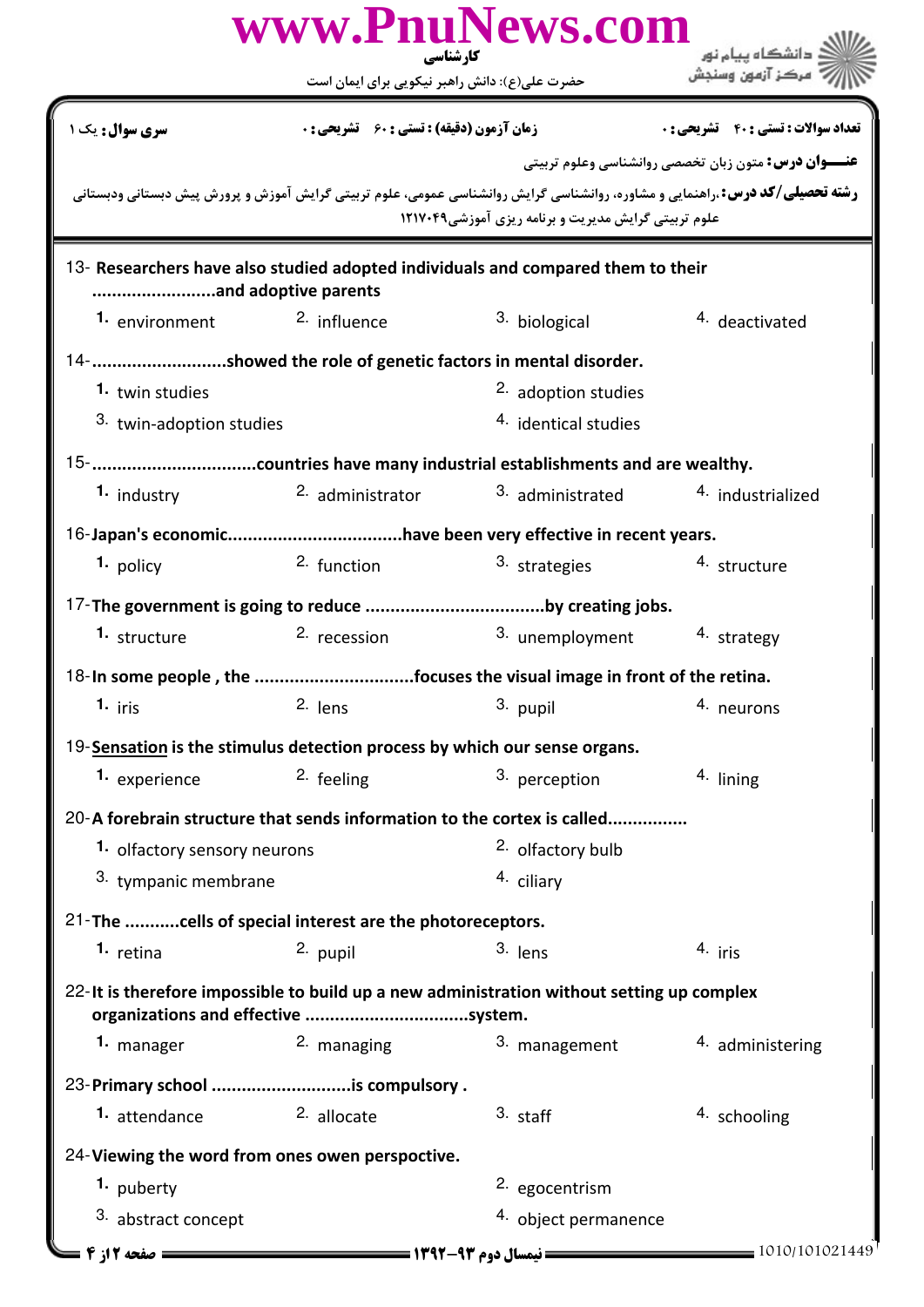کارشناسی

حضرت علی(ع): دانش راهبر نیکویی برای ایمان است

**سری سوال:** یک ۱ | **زمان آزمون (دقیقه) : تستی :** ۶۰ **تشریحی :** ۰ | **تعداد سوالات : تستی :** ۴۰ **تشریحی :** ۰

**عنـــوان درس:** متون زبان تخصصی روانشناسی وعلوم تربیتی

**رشته تحصیلی/کد درس:** ،راهنمایی و مشاوره، روانشناسی گرایش روانشناسی عمومی، علوم تربیتی گرایش آموزش و پرورش پیش دبستانی ودبستانی علوم تربیتی گرایش مدیریت و برنامه ریزی آموزشی۱۲۱۷۰۴۹

13- **Researchers have also studied adopted individuals and compared them to their ........................and adoptive parents**

1. environment
2. influence
3. biological
4. deactivated

14- **..........................showed the role of genetic factors in mental disorder.**

1. twin studies
2. adoption studies
3. twin-adoption studies
4. identical studies

15- **................................countries have many industrial establishments and are wealthy.**

1. industry
2. administrator
3. administrated
4. industrialized

16- **Japan's economic..................................have been very effective in recent years.**

1. policy
2. function
3. strategies
4. structure

17- **The government is going to reduce ...................................by creating jobs.**

1. structure
2. recession
3. unemployment
4. strategy

18- **In some people , the ...............................focuses the visual image in front of the retina.**

1. iris
2. lens
3. pupil
4. neurons

19- **Sensation is the stimulus detection process by which our sense organs.**

1. experience
2. feeling
3. perception
4. lining

20- **A forebrain structure that sends information to the cortex is called................**

1. olfactory sensory neurons
2. olfactory bulb
3. tympanic membrane
4. ciliary

21- **The ...........cells of special interest are the photoreceptors.**

1. retina
2. pupil
3. lens
4. iris

22- **It is therefore impossible to build up a new administration without setting up complex organizations and effective ................................system.**

1. manager
2. managing
3. management
4. administering

23- **Primary school ............................is compulsory .**

1. attendance
2. allocate
3. staff
4. schooling

24- **Viewing the word from ones owen perspective.**

1. puberty
2. egocentrism
3. abstract concept
4. object permanence

نیمسال دوم ۹۳-۱۳۹۲

1010/101021449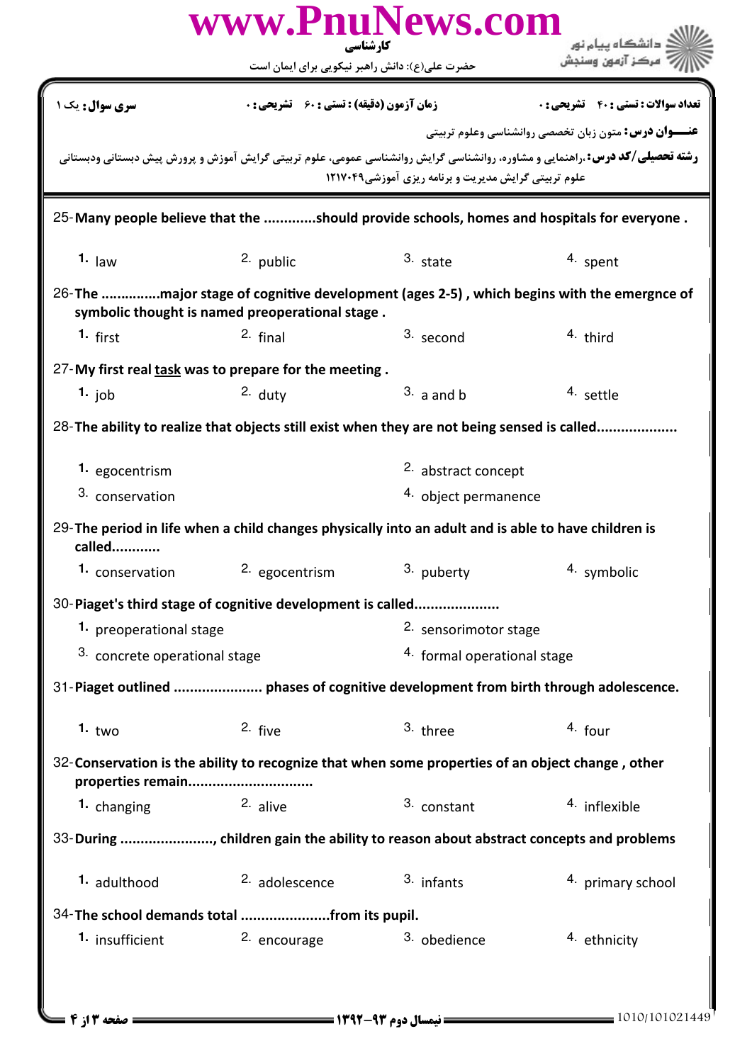**سری سوال:** یک ۱ | **زمان آزمون (دقیقه) : تستی :** ۶۰ **تشریحی :** ۰ | **تعداد سوالات : تستی :** ۴۰ **تشریحی :** ۰

**عنـــوان درس:** متون زبان تخصصی روانشناسی وعلوم تربیتی

**رشته تحصیلی/کد درس:** ،راهنمایی و مشاوره، روانشناسی گرایش روانشناسی عمومی، علوم تربیتی گرایش آموزش و پرورش پیش دبستانی ودبستانی علوم تربیتی گرایش مدیریت و برنامه ریزی آموزشی۱۲۱۷۰۴۹

25- **Many people believe that the ............should provide schools, homes and hospitals for everyone .**

1. law
2. public
3. state
4. spent

26- **The ..............major stage of cognitive development (ages 2-5) , which begins with the emergnce of symbolic thought is named preoperational stage .**

1. first
2. final
3. second
4. third

27- **My first real task was to prepare for the meeting .**

1. job
2. duty
3. a and b
4. settle

28- **The ability to realize that objects still exist when they are not being sensed is called...................**

1. egocentrism
2. abstract concept
3. conservation
4. object permanence

29- **The period in life when a child changes physically into an adult and is able to have children is called...........**

1. conservation
2. egocentrism
3. puberty
4. symbolic

30- **Piaget's third stage of cognitive development is called....................**

1. preoperational stage
2. sensorimotor stage
3. concrete operational stage
4. formal operational stage

31- **Piaget outlined ..................... phases of cognitive development from birth through adolescence.**

1. two
2. five
3. three
4. four

32- **Conservation is the ability to recognize that when some properties of an object change , other properties remain..............................**

1. changing
2. alive
3. constant
4. inflexible

33- **During ......................, children gain the ability to reason about abstract concepts and problems**

1. adulthood
2. adolescence
3. infants
4. primary school

34- **The school demands total .....................from its pupil.**

1. insufficient
2. encourage
3. obedience
4. ethnicity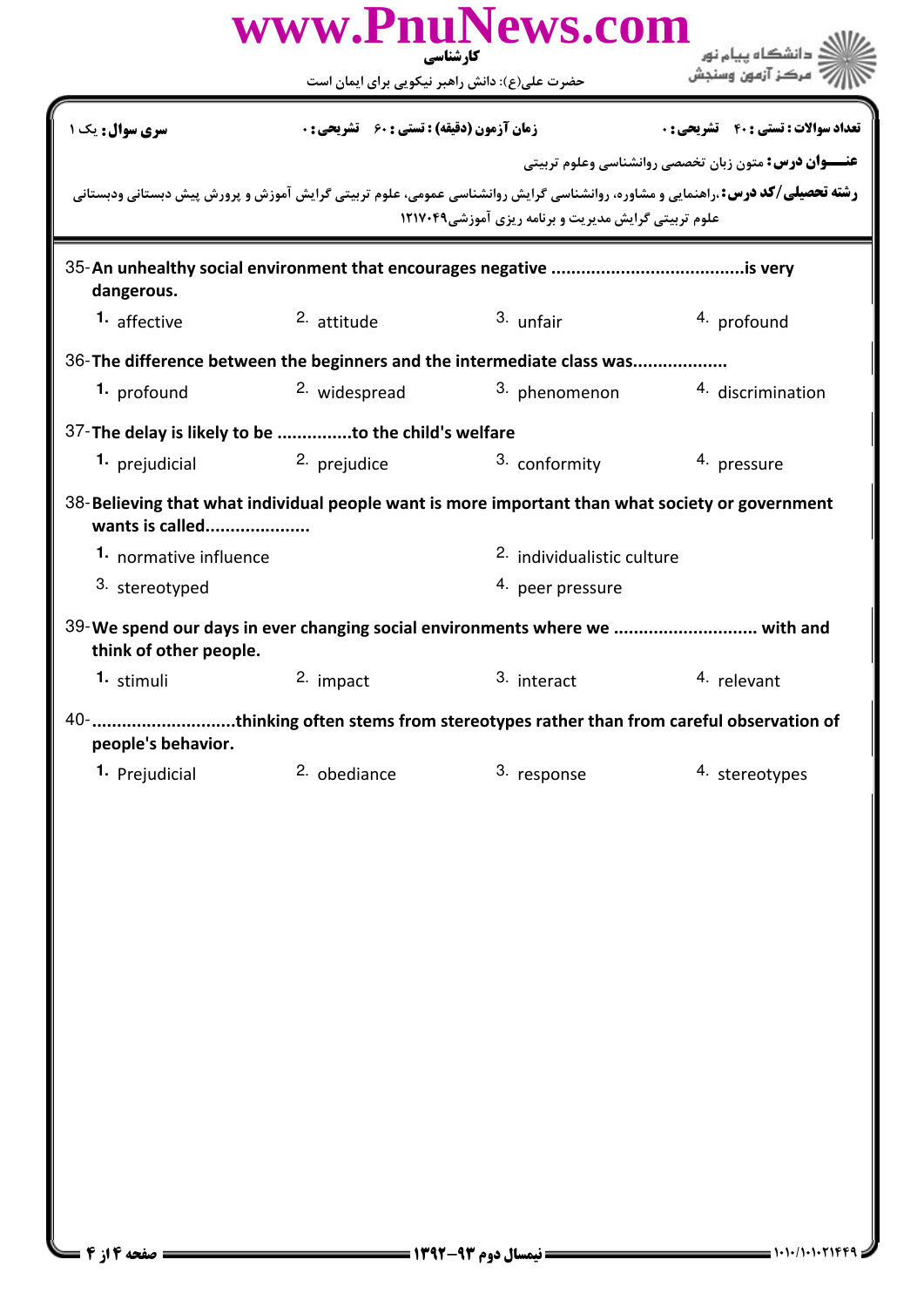**سری سوال:** یک ۱ | **زمان آزمون (دقیقه) : تستی : ۶۰ تشریحی : ۰** | **تعداد سوالات : تستی : ۴۰ تشریحی : ۰**

**عنـــوان درس:** متون زبان تخصصی روانشناسی وعلوم تربیتی

**رشته تحصیلی/کد درس:** ،راهنمایی و مشاوره، روانشناسی گرایش روانشناسی عمومی، علوم تربیتی گرایش آموزش و پرورش پیش دبستانی ودبستانی علوم تربیتی گرایش مدیریت و برنامه ریزی آموزشی۱۲۱۷۰۴۹

35- **An unhealthy social environment that encourages negative ......................................is very dangerous.**

1. affective
2. attitude
3. unfair
4. profound

36- **The difference between the beginners and the intermediate class was..................**

1. profound
2. widespread
3. phenomenon
4. discrimination

37- **The delay is likely to be ...............to the child's welfare**

1. prejudicial
2. prejudice
3. conformity
4. pressure

38- **Believing that what individual people want is more important than what society or government wants is called.....................**

1. normative influence
2. individualistic culture
3. stereotyped
4. peer pressure

39- **We spend our days in ever changing social environments where we ............................ with and think of other people.**

1. stimuli
2. impact
3. interact
4. relevant

40- **............................thinking often stems from stereotypes rather than from careful observation of people's behavior.**

1. Prejudicial
2. obediance
3. response
4. stereotypes